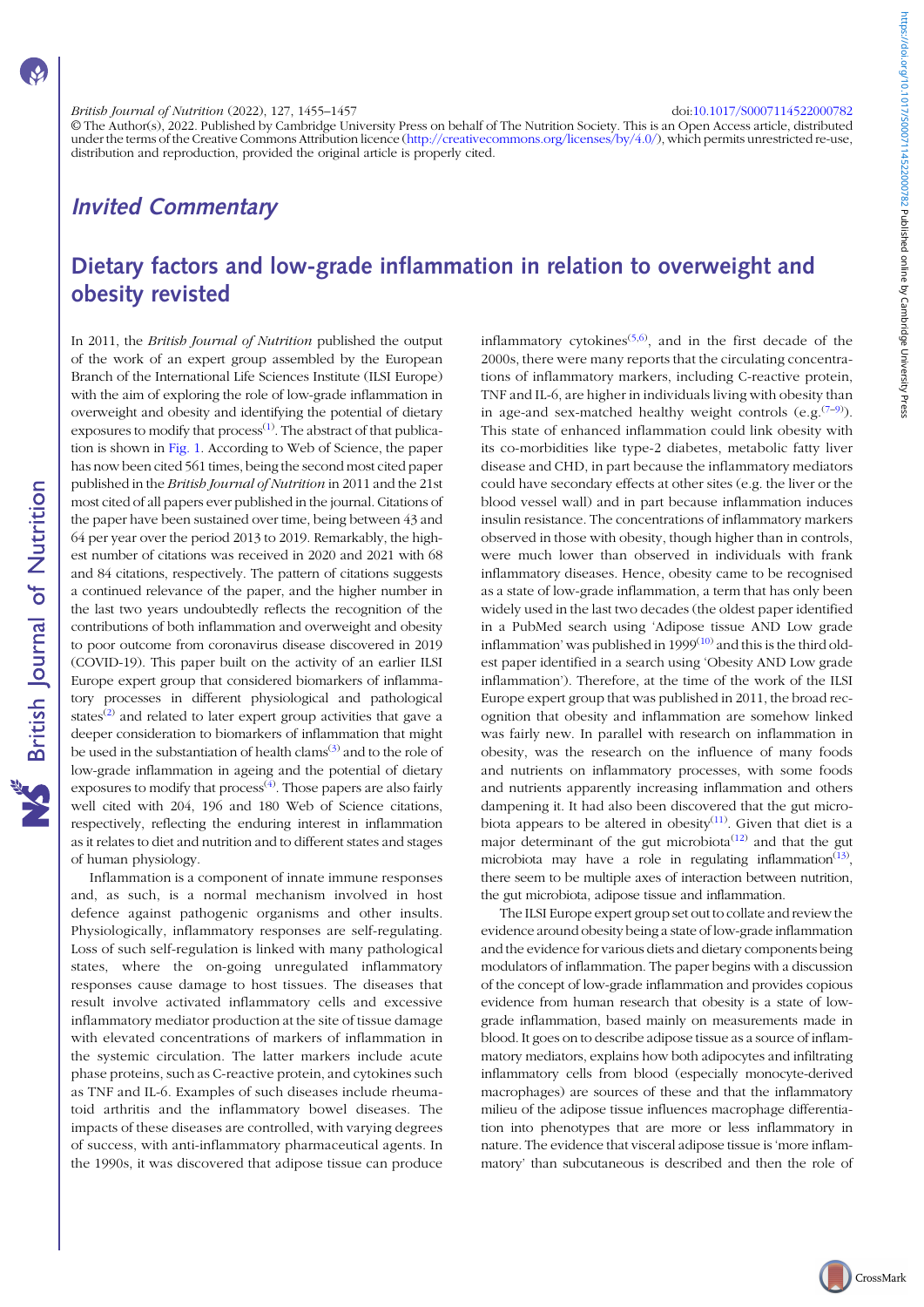© The Author(s), 2022. Published by Cambridge University Press on behalf of The Nutrition Society. This is an Open Access article, distributed under the terms of the Creative Commons Attribution licence (http://creativecommons.org/licenses/by/4.0/), which permits unrestricted re-use, distribution and reproduction, provided the original article is properly cited.

doi:10.1017/S0007114522000782

*Invited Commentary*

# Dietary factors and low-grade inflammation in relation to overweight and obesity revisted

In 2011, the *British Journal of Nutrition* published the output of the work of an expert group assembled by the European Branch of the International Life Sciences Institute (ILSI Europe) with the aim of exploring the role of low-grade inflammation in overweight and obesity and identifying the potential of dietary exposures to modify that process[1]. The abstract of that publication is shown in Fig. 1. According to Web of Science, the paper has now been cited 561 times, being the second most cited paper published in the *British Journal of Nutrition* in 2011 and the 21st most cited of all papers ever published in the journal. Citations of the paper have been sustained over time, being between 43 and 64 per year over the period 2013 to 2019. Remarkably, the highest number of citations was received in 2020 and 2021 with 68 and 84 citations, respectively. The pattern of citations suggests a continued relevance of the paper, and the higher number in the last two years undoubtedly reflects the recognition of the contributions of both inflammation and overweight and obesity to poor outcome from coronavirus disease discovered in 2019 (COVID-19). This paper built on the activity of an earlier ILSI Europe expert group that considered biomarkers of inflammatory processes in different physiological and pathological states[2] and related to later expert group activities that gave a deeper consideration to biomarkers of inflammation that might be used in the substantiation of health clams[3] and to the role of low-grade inflammation in ageing and the potential of dietary exposures to modify that process[4]. Those papers are also fairly well cited with 204, 196 and 180 Web of Science citations, respectively, reflecting the enduring interest in inflammation as it relates to diet and nutrition and to different states and stages of human physiology.

Inflammation is a component of innate immune responses and, as such, is a normal mechanism involved in host defence against pathogenic organisms and other insults. Physiologically, inflammatory responses are self-regulating. Loss of such self-regulation is linked with many pathological states, where the on-going unregulated inflammatory responses cause damage to host tissues. The diseases that result involve activated inflammatory cells and excessive inflammatory mediator production at the site of tissue damage with elevated concentrations of markers of inflammation in the systemic circulation. The latter markers include acute phase proteins, such as C-reactive protein, and cytokines such as TNF and IL-6. Examples of such diseases include rheumatoid arthritis and the inflammatory bowel diseases. The impacts of these diseases are controlled, with varying degrees of success, with anti-inflammatory pharmaceutical agents. In the 1990s, it was discovered that adipose tissue can produce inflammatory cytokines[5,6], and in the first decade of the 2000s, there were many reports that the circulating concentrations of inflammatory markers, including C-reactive protein, TNF and IL-6, are higher in individuals living with obesity than in age-and sex-matched healthy weight controls (e.g.[7–9]). This state of enhanced inflammation could link obesity with its co-morbidities like type-2 diabetes, metabolic fatty liver disease and CHD, in part because the inflammatory mediators could have secondary effects at other sites (e.g. the liver or the blood vessel wall) and in part because inflammation induces insulin resistance. The concentrations of inflammatory markers observed in those with obesity, though higher than in controls, were much lower than observed in individuals with frank inflammatory diseases. Hence, obesity came to be recognised as a state of low-grade inflammation, a term that has only been widely used in the last two decades (the oldest paper identified in a PubMed search using 'Adipose tissue AND Low grade inflammation' was published in 1999[10] and this is the third oldest paper identified in a search using 'Obesity AND Low grade inflammation'). Therefore, at the time of the work of the ILSI Europe expert group that was published in 2011, the broad recognition that obesity and inflammation are somehow linked was fairly new. In parallel with research on inflammation in obesity, was the research on the influence of many foods and nutrients on inflammatory processes, with some foods and nutrients apparently increasing inflammation and others dampening it. It had also been discovered that the gut microbiota appears to be altered in obesity[11]. Given that diet is a major determinant of the gut microbiota[12] and that the gut microbiota may have a role in regulating inflammation[13], there seem to be multiple axes of interaction between nutrition, the gut microbiota, adipose tissue and inflammation.

The ILSI Europe expert group set out to collate and review the evidence around obesity being a state of low-grade inflammation and the evidence for various diets and dietary components being modulators of inflammation. The paper begins with a discussion of the concept of low-grade inflammation and provides copious evidence from human research that obesity is a state of low-grade inflammation, based mainly on measurements made in blood. It goes on to describe adipose tissue as a source of inflammatory mediators, explains how both adipocytes and infiltrating inflammatory cells from blood (especially monocyte-derived macrophages) are sources of these and that the inflammatory milieu of the adipose tissue influences macrophage differentiation into phenotypes that are more or less inflammatory in nature. The evidence that visceral adipose tissue is 'more inflammatory' than subcutaneous is described and then the role of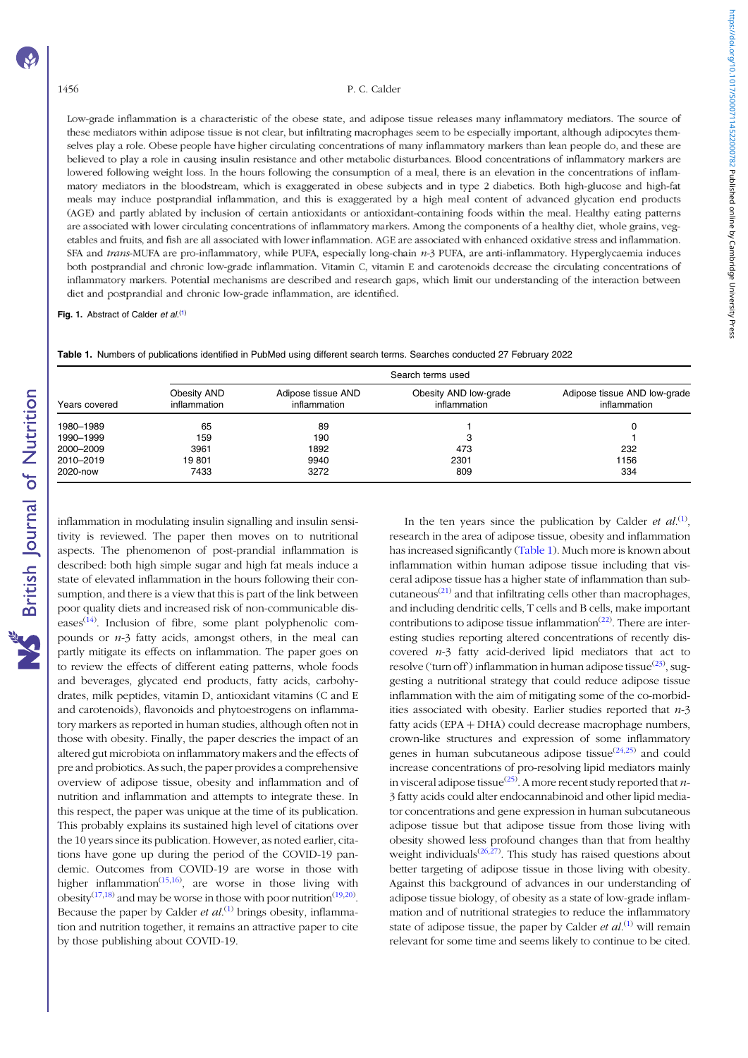Low-grade inflammation is a characteristic of the obese state, and adipose tissue releases many inflammatory mediators. The source of these mediators within adipose tissue is not clear, but infiltrating macrophages seem to be especially important, although adipocytes themselves play a role. Obese people have higher circulating concentrations of many inflammatory markers than lean people do, and these are believed to play a role in causing insulin resistance and other metabolic disturbances. Blood concentrations of inflammatory markers are lowered following weight loss. In the hours following the consumption of a meal, there is an elevation in the concentrations of inflammatory mediators in the bloodstream, which is exaggerated in obese subjects and in type 2 diabetics. Both high-glucose and high-fat meals may induce postprandial inflammation, and this is exaggerated by a high meal content of advanced glycation end products (AGE) and partly ablated by inclusion of certain antioxidants or antioxidant-containing foods within the meal. Healthy eating patterns are associated with lower circulating concentrations of inflammatory markers. Among the components of a healthy diet, whole grains, vegetables and fruits, and fish are all associated with lower inflammation. AGE are associated with enhanced oxidative stress and inflammation. SFA and *trans*-MUFA are pro-inflammatory, while PUFA, especially long-chain *n*-3 PUFA, are anti-inflammatory. Hyperglycaemia induces both postprandial and chronic low-grade inflammation. Vitamin C, vitamin E and carotenoids decrease the circulating concentrations of inflammatory markers. Potential mechanisms are described and research gaps, which limit our understanding of the interaction between diet and postprandial and chronic low-grade inflammation, are identified.

**Fig. 1.** Abstract of Calder *et al.*[1]

**Table 1.** Numbers of publications identified in PubMed using different search terms. Searches conducted 27 February 2022

| Years covered | Search terms used | | | |
|---|---|---|---|---|
| | Obesity AND inflammation | Adipose tissue AND inflammation | Obesity AND low-grade inflammation | Adipose tissue AND low-grade inflammation |
| 1980–1989 | 65 | 89 | 1 | 0 |
| 1990–1999 | 159 | 190 | 3 | 1 |
| 2000–2009 | 3961 | 1892 | 473 | 232 |
| 2010–2019 | 19 801 | 9940 | 2301 | 1156 |
| 2020-now | 7433 | 3272 | 809 | 334 |

inflammation in modulating insulin signalling and insulin sensitivity is reviewed. The paper then moves on to nutritional aspects. The phenomenon of post-prandial inflammation is described: both high simple sugar and high fat meals induce a state of elevated inflammation in the hours following their consumption, and there is a view that this is part of the link between poor quality diets and increased risk of non-communicable diseases[14]. Inclusion of fibre, some plant polyphenolic compounds or *n*-3 fatty acids, amongst others, in the meal can partly mitigate its effects on inflammation. The paper goes on to review the effects of different eating patterns, whole foods and beverages, glycated end products, fatty acids, carbohydrates, milk peptides, vitamin D, antioxidant vitamins (C and E and carotenoids), flavonoids and phytoestrogens on inflammatory markers as reported in human studies, although often not in those with obesity. Finally, the paper descries the impact of an altered gut microbiota on inflammatory makers and the effects of pre and probiotics. As such, the paper provides a comprehensive overview of adipose tissue, obesity and inflammation and of nutrition and inflammation and attempts to integrate these. In this respect, the paper was unique at the time of its publication. This probably explains its sustained high level of citations over the 10 years since its publication. However, as noted earlier, citations have gone up during the period of the COVID-19 pandemic. Outcomes from COVID-19 are worse in those with higher inflammation[15,16], are worse in those living with obesity[17,18] and may be worse in those with poor nutrition[19,20]. Because the paper by Calder *et al.*[1] brings obesity, inflammation and nutrition together, it remains an attractive paper to cite by those publishing about COVID-19.

In the ten years since the publication by Calder *et al.*[1], research in the area of adipose tissue, obesity and inflammation has increased significantly (Table 1). Much more is known about inflammation within human adipose tissue including that visceral adipose tissue has a higher state of inflammation than subcutaneous[21] and that infiltrating cells other than macrophages, and including dendritic cells, T cells and B cells, make important contributions to adipose tissue inflammation[22]. There are interesting studies reporting altered concentrations of recently discovered *n*-3 fatty acid-derived lipid mediators that act to resolve ('turn off') inflammation in human adipose tissue[23], suggesting a nutritional strategy that could reduce adipose tissue inflammation with the aim of mitigating some of the co-morbidities associated with obesity. Earlier studies reported that *n*-3 fatty acids (EPA + DHA) could decrease macrophage numbers, crown-like structures and expression of some inflammatory genes in human subcutaneous adipose tissue[24,25] and could increase concentrations of pro-resolving lipid mediators mainly in visceral adipose tissue[25]. A more recent study reported that *n*-3 fatty acids could alter endocannabinoid and other lipid mediator concentrations and gene expression in human subcutaneous adipose tissue but that adipose tissue from those living with obesity showed less profound changes than that from healthy weight individuals[26,27]. This study has raised questions about better targeting of adipose tissue in those living with obesity. Against this background of advances in our understanding of adipose tissue biology, of obesity as a state of low-grade inflammation and of nutritional strategies to reduce the inflammatory state of adipose tissue, the paper by Calder *et al.*[1] will remain relevant for some time and seems likely to continue to be cited.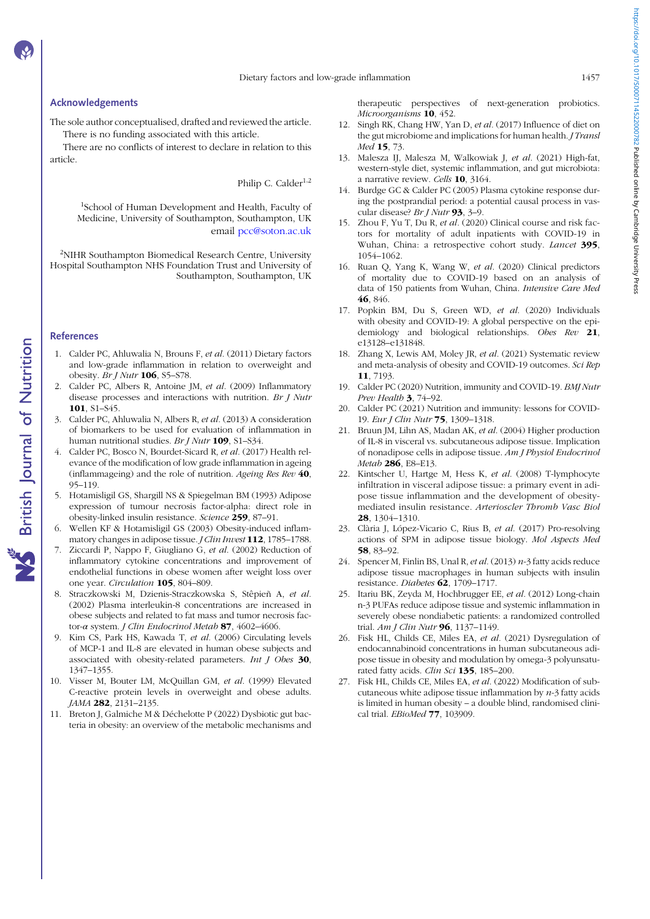## Acknowledgements

The sole author conceptualised, drafted and reviewed the article.

There is no funding associated with this article.

There are no conflicts of interest to declare in relation to this article.

Philip C. Calder[1,2]

[1]School of Human Development and Health, Faculty of Medicine, University of Southampton, Southampton, UK
email pcc@soton.ac.uk

[2]NIHR Southampton Biomedical Research Centre, University Hospital Southampton NHS Foundation Trust and University of Southampton, Southampton, UK

## References

1. Calder PC, Ahluwalia N, Brouns F, *et al.* (2011) Dietary factors and low-grade inflammation in relation to overweight and obesity. *Br J Nutr* **106**, S5–S78.
2. Calder PC, Albers R, Antoine JM, *et al.* (2009) Inflammatory disease processes and interactions with nutrition. *Br J Nutr* **101**, S1–S45.
3. Calder PC, Ahluwalia N, Albers R, *et al.* (2013) A consideration of biomarkers to be used for evaluation of inflammation in human nutritional studies. *Br J Nutr* **109**, S1–S34.
4. Calder PC, Bosco N, Bourdet-Sicard R, *et al.* (2017) Health relevance of the modification of low grade inflammation in ageing (inflammageing) and the role of nutrition. *Ageing Res Rev* **40**, 95–119.
5. Hotamisligil GS, Shargill NS & Spiegelman BM (1993) Adipose expression of tumour necrosis factor-alpha: direct role in obesity-linked insulin resistance. *Science* **259**, 87–91.
6. Wellen KF & Hotamisligil GS (2003) Obesity-induced inflammatory changes in adipose tissue. *J Clin Invest* **112**, 1785–1788.
7. Ziccardi P, Nappo F, Giugliano G, *et al.* (2002) Reduction of inflammatory cytokine concentrations and improvement of endothelial functions in obese women after weight loss over one year. *Circulation* **105**, 804–809.
8. Straczkowski M, Dzienis-Straczkowska S, Stêpieñ A, *et al.* (2002) Plasma interleukin-8 concentrations are increased in obese subjects and related to fat mass and tumor necrosis factor-α system. *J Clin Endocrinol Metab* **87**, 4602–4606.
9. Kim CS, Park HS, Kawada T, *et al.* (2006) Circulating levels of MCP-1 and IL-8 are elevated in human obese subjects and associated with obesity-related parameters. *Int J Obes* **30**, 1347–1355.
10. Visser M, Bouter LM, McQuillan GM, *et al.* (1999) Elevated C-reactive protein levels in overweight and obese adults. *JAMA* **282**, 2131–2135.
11. Breton J, Galmiche M & Déchelotte P (2022) Dysbiotic gut bacteria in obesity: an overview of the metabolic mechanisms and therapeutic perspectives of next-generation probiotics. *Microorganisms* **10**, 452.
12. Singh RK, Chang HW, Yan D, *et al.* (2017) Influence of diet on the gut microbiome and implications for human health. *J Transl Med* **15**, 73.
13. Malesza IJ, Malesza M, Walkowiak J, *et al.* (2021) High-fat, western-style diet, systemic inflammation, and gut microbiota: a narrative review. *Cells* **10**, 3164.
14. Burdge GC & Calder PC (2005) Plasma cytokine response during the postprandial period: a potential causal process in vascular disease? *Br J Nutr* **93**, 3–9.
15. Zhou F, Yu T, Du R, *et al.* (2020) Clinical course and risk factors for mortality of adult inpatients with COVID-19 in Wuhan, China: a retrospective cohort study. *Lancet* **395**, 1054–1062.
16. Ruan Q, Yang K, Wang W, *et al.* (2020) Clinical predictors of mortality due to COVID-19 based on an analysis of data of 150 patients from Wuhan, China. *Intensive Care Med* **46**, 846.
17. Popkin BM, Du S, Green WD, *et al.* (2020) Individuals with obesity and COVID-19: A global perspective on the epidemiology and biological relationships. *Obes Rev* **21**, e13128–e131848.
18. Zhang X, Lewis AM, Moley JR, *et al.* (2021) Systematic review and meta-analysis of obesity and COVID-19 outcomes. *Sci Rep* **11**, 7193.
19. Calder PC (2020) Nutrition, immunity and COVID-19. *BMJ Nutr Prev Health* **3**, 74–92.
20. Calder PC (2021) Nutrition and immunity: lessons for COVID-19. *Eur J Clin Nutr* **75**, 1309–1318.
21. Bruun JM, Lihn AS, Madan AK, *et al.* (2004) Higher production of IL-8 in visceral vs. subcutaneous adipose tissue. Implication of nonadipose cells in adipose tissue. *Am J Physiol Endocrinol Metab* **286**, E8–E13.
22. Kintscher U, Hartge M, Hess K, *et al.* (2008) T-lymphocyte infiltration in visceral adipose tissue: a primary event in adipose tissue inflammation and the development of obesity-mediated insulin resistance. *Arterioscler Thromb Vasc Biol* **28**, 1304–1310.
23. Clària J, López-Vicario C, Rius B, *et al.* (2017) Pro-resolving actions of SPM in adipose tissue biology. *Mol Aspects Med* **58**, 83–92.
24. Spencer M, Finlin BS, Unal R, *et al.* (2013) *n*-3 fatty acids reduce adipose tissue macrophages in human subjects with insulin resistance. *Diabetes* **62**, 1709–1717.
25. Itariu BK, Zeyda M, Hochbrugger EE, *et al.* (2012) Long-chain n-3 PUFAs reduce adipose tissue and systemic inflammation in severely obese nondiabetic patients: a randomized controlled trial. *Am J Clin Nutr* **96**, 1137–1149.
26. Fisk HL, Childs CE, Miles EA, *et al.* (2021) Dysregulation of endocannabinoid concentrations in human subcutaneous adipose tissue in obesity and modulation by omega-3 polyunsaturated fatty acids. *Clin Sci* **135**, 185–200.
27. Fisk HL, Childs CE, Miles EA, *et al.* (2022) Modification of subcutaneous white adipose tissue inflammation by *n*-3 fatty acids is limited in human obesity – a double blind, randomised clinical trial. *EBioMed* **77**, 103909.